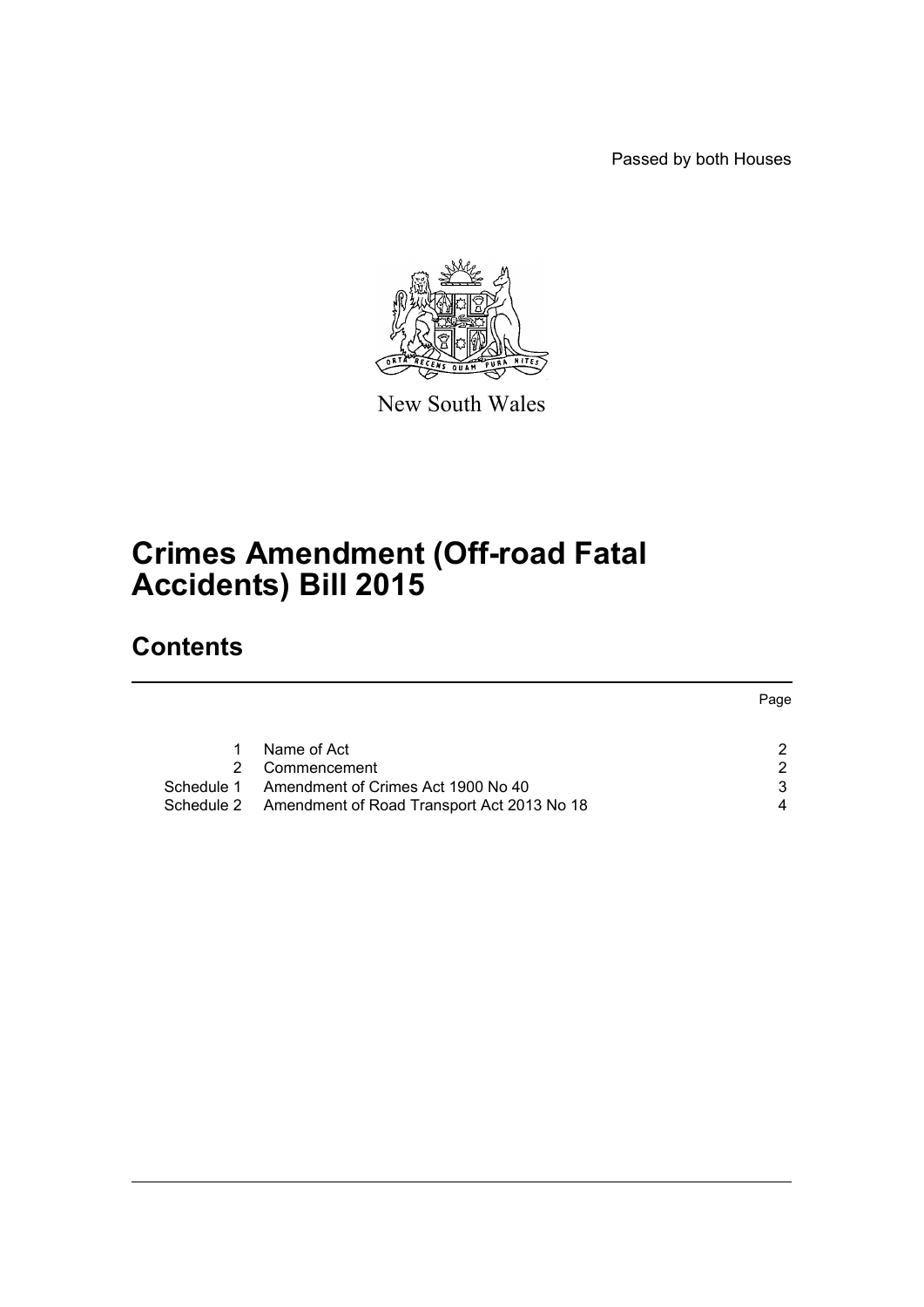Passed by both Houses

New South Wales

# Crimes Amendment (Off-road Fatal Accidents) Bill 2015

## Contents

| | | Page |
|---|---|---|
| 1 | Name of Act | 2 |
| 2 | Commencement | 2 |
| Schedule 1 | Amendment of Crimes Act 1900 No 40 | 3 |
| Schedule 2 | Amendment of Road Transport Act 2013 No 18 | 4 |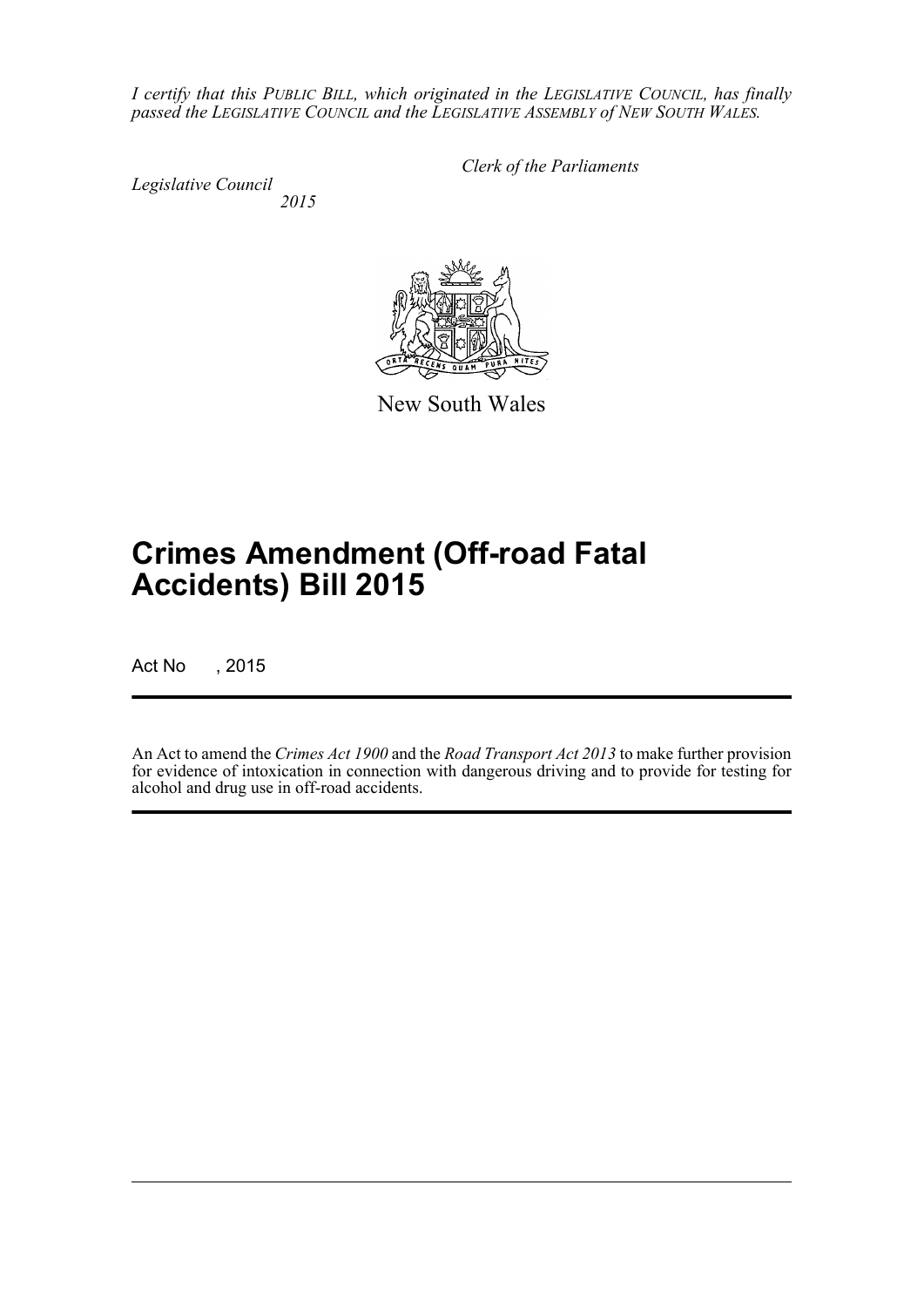*I certify that this PUBLIC BILL, which originated in the LEGISLATIVE COUNCIL, has finally passed the LEGISLATIVE COUNCIL and the LEGISLATIVE ASSEMBLY of NEW SOUTH WALES.*

*Clerk of the Parliaments*

*Legislative Council*
*2015*

New South Wales

# Crimes Amendment (Off-road Fatal Accidents) Bill 2015

Act No , 2015

An Act to amend the *Crimes Act 1900* and the *Road Transport Act 2013* to make further provision for evidence of intoxication in connection with dangerous driving and to provide for testing for alcohol and drug use in off-road accidents.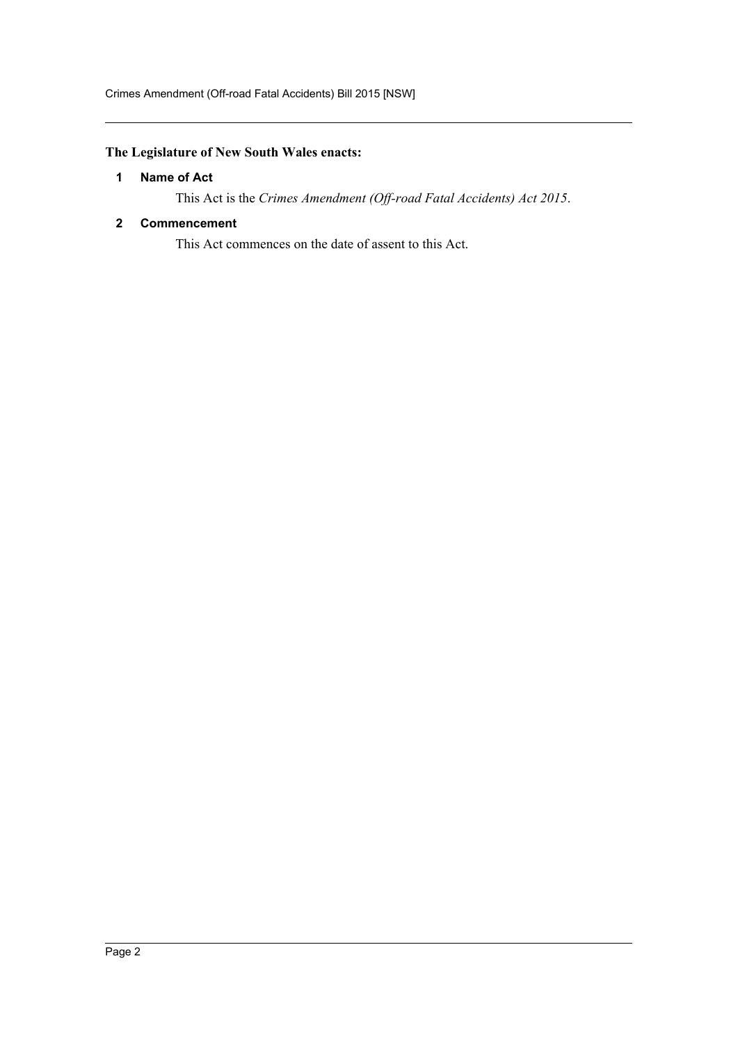**The Legislature of New South Wales enacts:**

### 1 Name of Act

This Act is the *Crimes Amendment (Off-road Fatal Accidents) Act 2015*.

### 2 Commencement

This Act commences on the date of assent to this Act.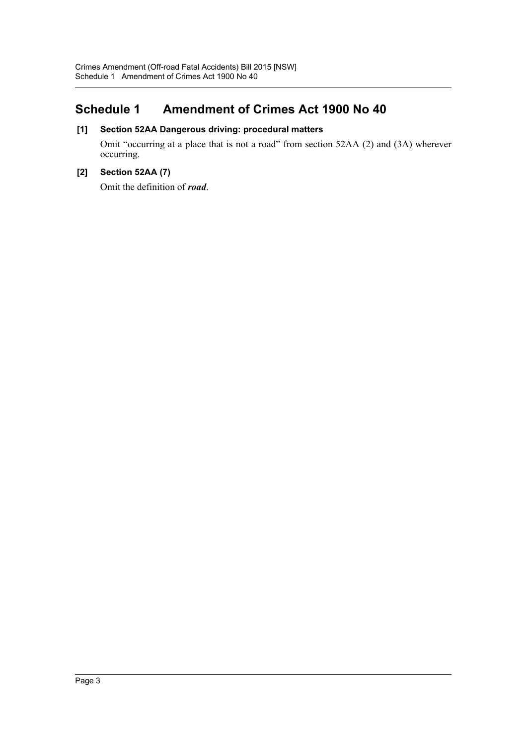# Schedule 1 Amendment of Crimes Act 1900 No 40

### [1] Section 52AA Dangerous driving: procedural matters

Omit "occurring at a place that is not a road" from section 52AA (2) and (3A) wherever occurring.

### [2] Section 52AA (7)

Omit the definition of ***road***.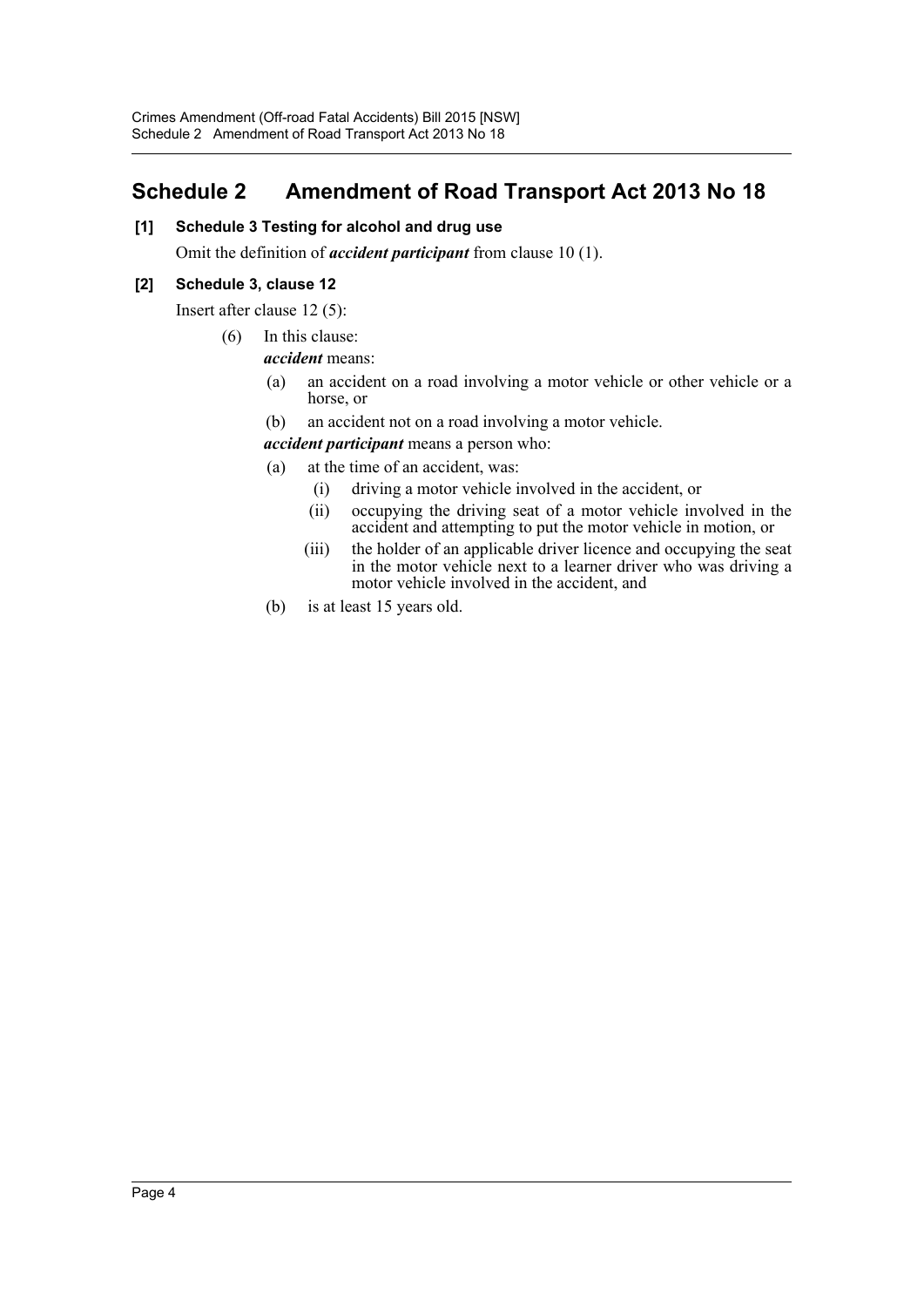## Schedule 2 Amendment of Road Transport Act 2013 No 18

**[1] Schedule 3 Testing for alcohol and drug use**

Omit the definition of ***accident participant*** from clause 10 (1).

**[2] Schedule 3, clause 12**

Insert after clause 12 (5):

(6) In this clause:

***accident*** means:

(a) an accident on a road involving a motor vehicle or other vehicle or a horse, or

(b) an accident not on a road involving a motor vehicle.

***accident participant*** means a person who:

(a) at the time of an accident, was:

(i) driving a motor vehicle involved in the accident, or

(ii) occupying the driving seat of a motor vehicle involved in the accident and attempting to put the motor vehicle in motion, or

(iii) the holder of an applicable driver licence and occupying the seat in the motor vehicle next to a learner driver who was driving a motor vehicle involved in the accident, and

(b) is at least 15 years old.